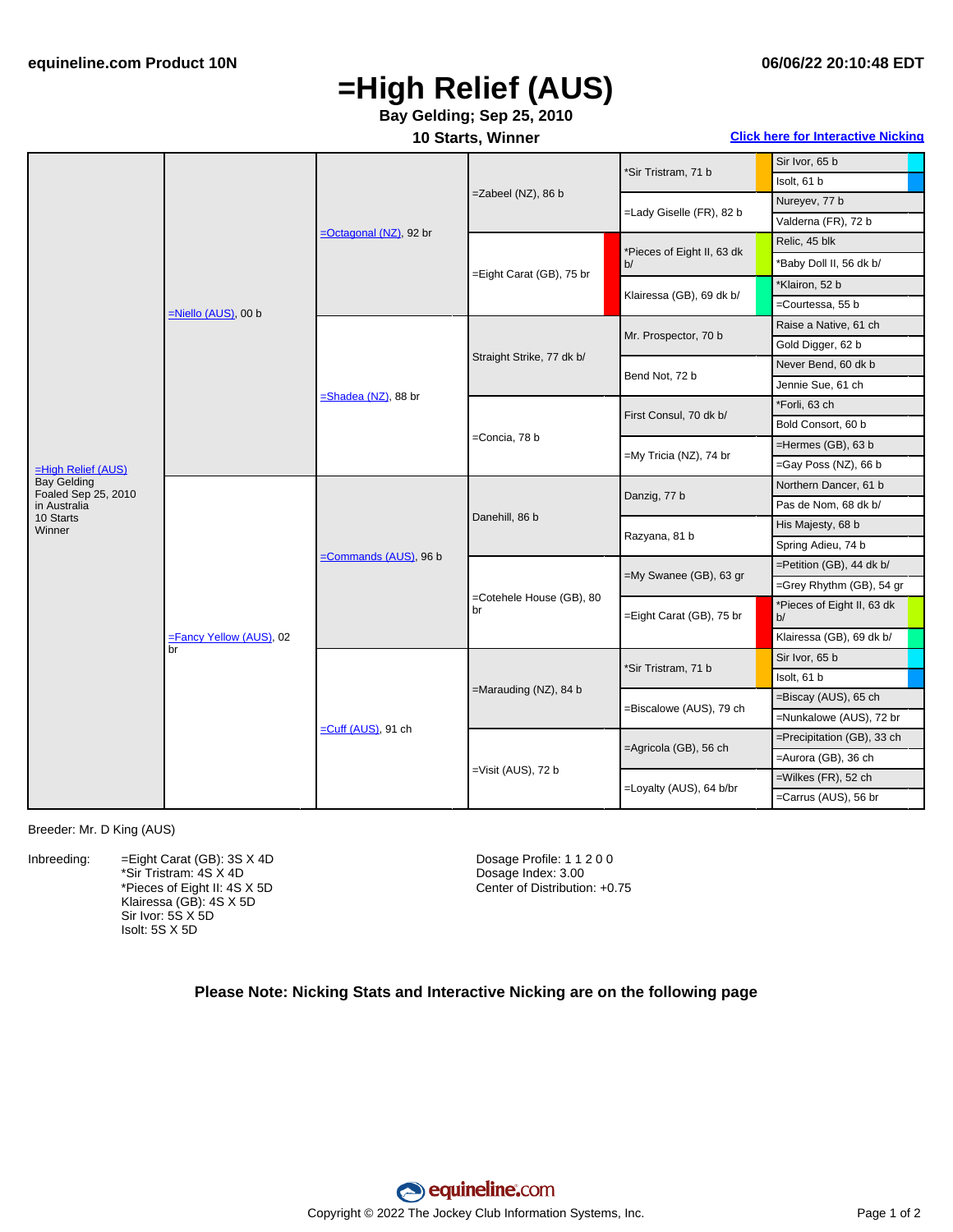equineline.com Product 10N

06/06/22 20:10:48 EDT

# =High Relief (AUS)

**Bay Gelding; Sep 25, 2010**

**10 Starts, Winner**

**Click here for Interactive Nicking**

| Horse | Sire/Dam | Gen 2 | Gen 3 | Gen 4 | Gen 5 |
|---|---|---|---|---|---|
| =High Relief (AUS) Bay Gelding Foaled Sep 25, 2010 in Australia 10 Starts Winner | =Niello (AUS), 00 b | =Octagonal (NZ), 92 br | =Zabeel (NZ), 86 b | *Sir Tristram, 71 b | Sir Ivor, 65 b |
| | | | | | Isolt, 61 b |
| | | | | =Lady Giselle (FR), 82 b | Nureyev, 77 b |
| | | | | | Valderna (FR), 72 b |
| | | | =Eight Carat (GB), 75 br | *Pieces of Eight II, 63 dk b/ | Relic, 45 blk |
| | | | | | *Baby Doll II, 56 dk b/ |
| | | | | Klairessa (GB), 69 dk b/ | *Klairon, 52 b |
| | | | | | =Courtessa, 55 b |
| | | =Shadea (NZ), 88 br | Straight Strike, 77 dk b/ | Mr. Prospector, 70 b | Raise a Native, 61 ch |
| | | | | | Gold Digger, 62 b |
| | | | | Bend Not, 72 b | Never Bend, 60 dk b |
| | | | | | Jennie Sue, 61 ch |
| | | | =Concia, 78 b | First Consul, 70 dk b/ | *Forli, 63 ch |
| | | | | | Bold Consort, 60 b |
| | | | | =My Tricia (NZ), 74 br | =Hermes (GB), 63 b |
| | | | | | =Gay Poss (NZ), 66 b |
| | =Fancy Yellow (AUS), 02 br | =Commands (AUS), 96 b | Danehill, 86 b | Danzig, 77 b | Northern Dancer, 61 b |
| | | | | | Pas de Nom, 68 dk b/ |
| | | | | Razyana, 81 b | His Majesty, 68 b |
| | | | | | Spring Adieu, 74 b |
| | | | =Cotehele House (GB), 80 br | =My Swanee (GB), 63 gr | =Petition (GB), 44 dk b/ |
| | | | | | =Grey Rhythm (GB), 54 gr |
| | | | | =Eight Carat (GB), 75 br | *Pieces of Eight II, 63 dk b/ |
| | | | | | Klairessa (GB), 69 dk b/ |
| | | =Cuff (AUS), 91 ch | =Marauding (NZ), 84 b | *Sir Tristram, 71 b | Sir Ivor, 65 b |
| | | | | | Isolt, 61 b |
| | | | | =Biscalowe (AUS), 79 ch | =Biscay (AUS), 65 ch |
| | | | | | =Nunkalowe (AUS), 72 br |
| | | | =Visit (AUS), 72 b | =Agricola (GB), 56 ch | =Precipitation (GB), 33 ch |
| | | | | | =Aurora (GB), 36 ch |
| | | | | =Loyalty (AUS), 64 b/br | =Wilkes (FR), 52 ch |
| | | | | | =Carrus (AUS), 56 br |

Breeder: Mr. D King (AUS)

Inbreeding:
- =Eight Carat (GB): 3S X 4D
- *Sir Tristram: 4S X 4D
- *Pieces of Eight II: 4S X 5D
- Klairessa (GB): 4S X 5D
- Sir Ivor: 5S X 5D
- Isolt: 5S X 5D

Dosage Profile: 1 1 2 0 0
Dosage Index: 3.00
Center of Distribution: +0.75

**Please Note: Nicking Stats and Interactive Nicking are on the following page**

equineline.com

Copyright © 2022 The Jockey Club Information Systems, Inc.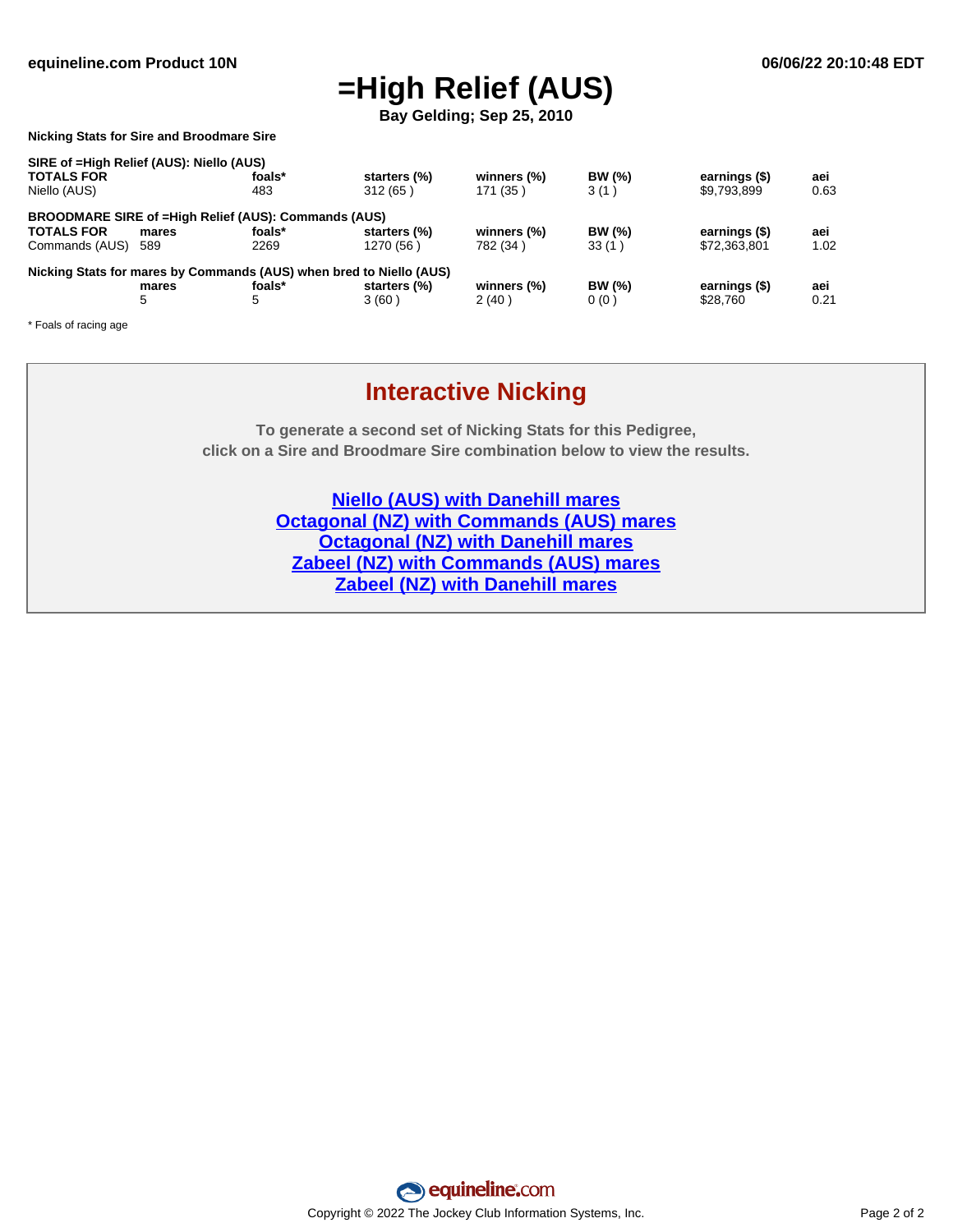# =High Relief (AUS)

**Bay Gelding; Sep 25, 2010**

**Nicking Stats for Sire and Broodmare Sire**

**SIRE of =High Relief (AUS): Niello (AUS)**

| TOTALS FOR | | foals* | starters (%) | winners (%) | BW (%) | earnings ($) | aei |
|---|---|---|---|---|---|---|---|
| Niello (AUS) | | 483 | 312 (65 ) | 171 (35 ) | 3 (1 ) | $9,793,899 | 0.63 |

**BROODMARE SIRE of =High Relief (AUS): Commands (AUS)**

| TOTALS FOR | mares | foals* | starters (%) | winners (%) | BW (%) | earnings ($) | aei |
|---|---|---|---|---|---|---|---|
| Commands (AUS) | 589 | 2269 | 1270 (56 ) | 782 (34 ) | 33 (1 ) | $72,363,801 | 1.02 |

**Nicking Stats for mares by Commands (AUS) when bred to Niello (AUS)**

| | mares | foals* | starters (%) | winners (%) | BW (%) | earnings ($) | aei |
|---|---|---|---|---|---|---|---|
| | 5 | 5 | 3 (60 ) | 2 (40 ) | 0 (0 ) | $28,760 | 0.21 |

* Foals of racing age

## Interactive Nicking

**To generate a second set of Nicking Stats for this Pedigree, click on a Sire and Broodmare Sire combination below to view the results.**

**Niello (AUS) with Danehill mares**
**Octagonal (NZ) with Commands (AUS) mares**
**Octagonal (NZ) with Danehill mares**
**Zabeel (NZ) with Commands (AUS) mares**
**Zabeel (NZ) with Danehill mares**

Copyright © 2022 The Jockey Club Information Systems, Inc.